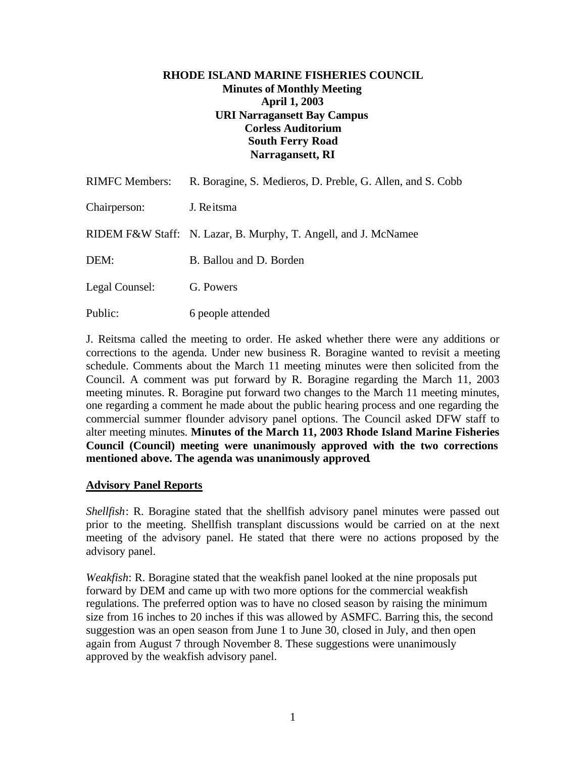**RHODE ISLAND MARINE FISHERIES COUNCIL**
**Minutes of Monthly Meeting**
**April 1, 2003**
**URI Narragansett Bay Campus**
**Corless Auditorium**
**South Ferry Road**
**Narragansett, RI**

| | |
|---|---|
| RIMFC Members: | R. Boragine, S. Medieros, D. Preble, G. Allen, and S. Cobb |
| Chairperson: | J. Reitsma |
| RIDEM F&W Staff: | N. Lazar, B. Murphy, T. Angell, and J. McNamee |
| DEM: | B. Ballou and D. Borden |
| Legal Counsel: | G. Powers |
| Public: | 6 people attended |

J. Reitsma called the meeting to order. He asked whether there were any additions or corrections to the agenda. Under new business R. Boragine wanted to revisit a meeting schedule. Comments about the March 11 meeting minutes were then solicited from the Council. A comment was put forward by R. Boragine regarding the March 11, 2003 meeting minutes. R. Boragine put forward two changes to the March 11 meeting minutes, one regarding a comment he made about the public hearing process and one regarding the commercial summer flounder advisory panel options. The Council asked DFW staff to alter meeting minutes. **Minutes of the March 11, 2003 Rhode Island Marine Fisheries Council (Council) meeting were unanimously approved with the two corrections mentioned above. The agenda was unanimously approved**.

## Advisory Panel Reports

*Shellfish*: R. Boragine stated that the shellfish advisory panel minutes were passed out prior to the meeting. Shellfish transplant discussions would be carried on at the next meeting of the advisory panel. He stated that there were no actions proposed by the advisory panel.

*Weakfish*: R. Boragine stated that the weakfish panel looked at the nine proposals put forward by DEM and came up with two more options for the commercial weakfish regulations. The preferred option was to have no closed season by raising the minimum size from 16 inches to 20 inches if this was allowed by ASMFC. Barring this, the second suggestion was an open season from June 1 to June 30, closed in July, and then open again from August 7 through November 8. These suggestions were unanimously approved by the weakfish advisory panel.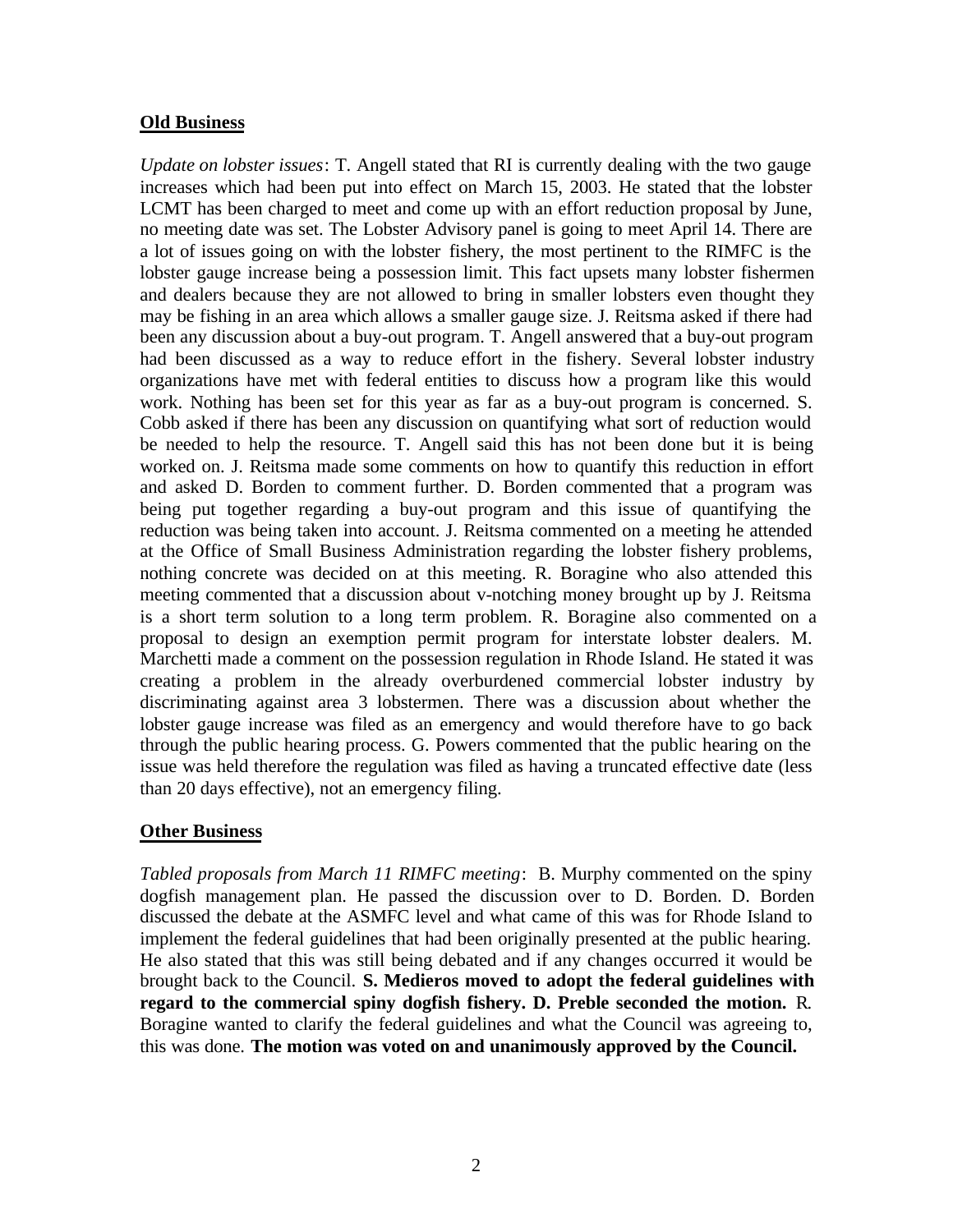## Old Business

*Update on lobster issues*: T. Angell stated that RI is currently dealing with the two gauge increases which had been put into effect on March 15, 2003. He stated that the lobster LCMT has been charged to meet and come up with an effort reduction proposal by June, no meeting date was set. The Lobster Advisory panel is going to meet April 14. There are a lot of issues going on with the lobster fishery, the most pertinent to the RIMFC is the lobster gauge increase being a possession limit. This fact upsets many lobster fishermen and dealers because they are not allowed to bring in smaller lobsters even thought they may be fishing in an area which allows a smaller gauge size. J. Reitsma asked if there had been any discussion about a buy-out program. T. Angell answered that a buy-out program had been discussed as a way to reduce effort in the fishery. Several lobster industry organizations have met with federal entities to discuss how a program like this would work. Nothing has been set for this year as far as a buy-out program is concerned. S. Cobb asked if there has been any discussion on quantifying what sort of reduction would be needed to help the resource. T. Angell said this has not been done but it is being worked on. J. Reitsma made some comments on how to quantify this reduction in effort and asked D. Borden to comment further. D. Borden commented that a program was being put together regarding a buy-out program and this issue of quantifying the reduction was being taken into account. J. Reitsma commented on a meeting he attended at the Office of Small Business Administration regarding the lobster fishery problems, nothing concrete was decided on at this meeting. R. Boragine who also attended this meeting commented that a discussion about v-notching money brought up by J. Reitsma is a short term solution to a long term problem. R. Boragine also commented on a proposal to design an exemption permit program for interstate lobster dealers. M. Marchetti made a comment on the possession regulation in Rhode Island. He stated it was creating a problem in the already overburdened commercial lobster industry by discriminating against area 3 lobstermen. There was a discussion about whether the lobster gauge increase was filed as an emergency and would therefore have to go back through the public hearing process. G. Powers commented that the public hearing on the issue was held therefore the regulation was filed as having a truncated effective date (less than 20 days effective), not an emergency filing.

## Other Business

*Tabled proposals from March 11 RIMFC meeting*: B. Murphy commented on the spiny dogfish management plan. He passed the discussion over to D. Borden. D. Borden discussed the debate at the ASMFC level and what came of this was for Rhode Island to implement the federal guidelines that had been originally presented at the public hearing. He also stated that this was still being debated and if any changes occurred it would be brought back to the Council. **S. Medieros moved to adopt the federal guidelines with regard to the commercial spiny dogfish fishery. D. Preble seconded the motion.** R. Boragine wanted to clarify the federal guidelines and what the Council was agreeing to, this was done. **The motion was voted on and unanimously approved by the Council.**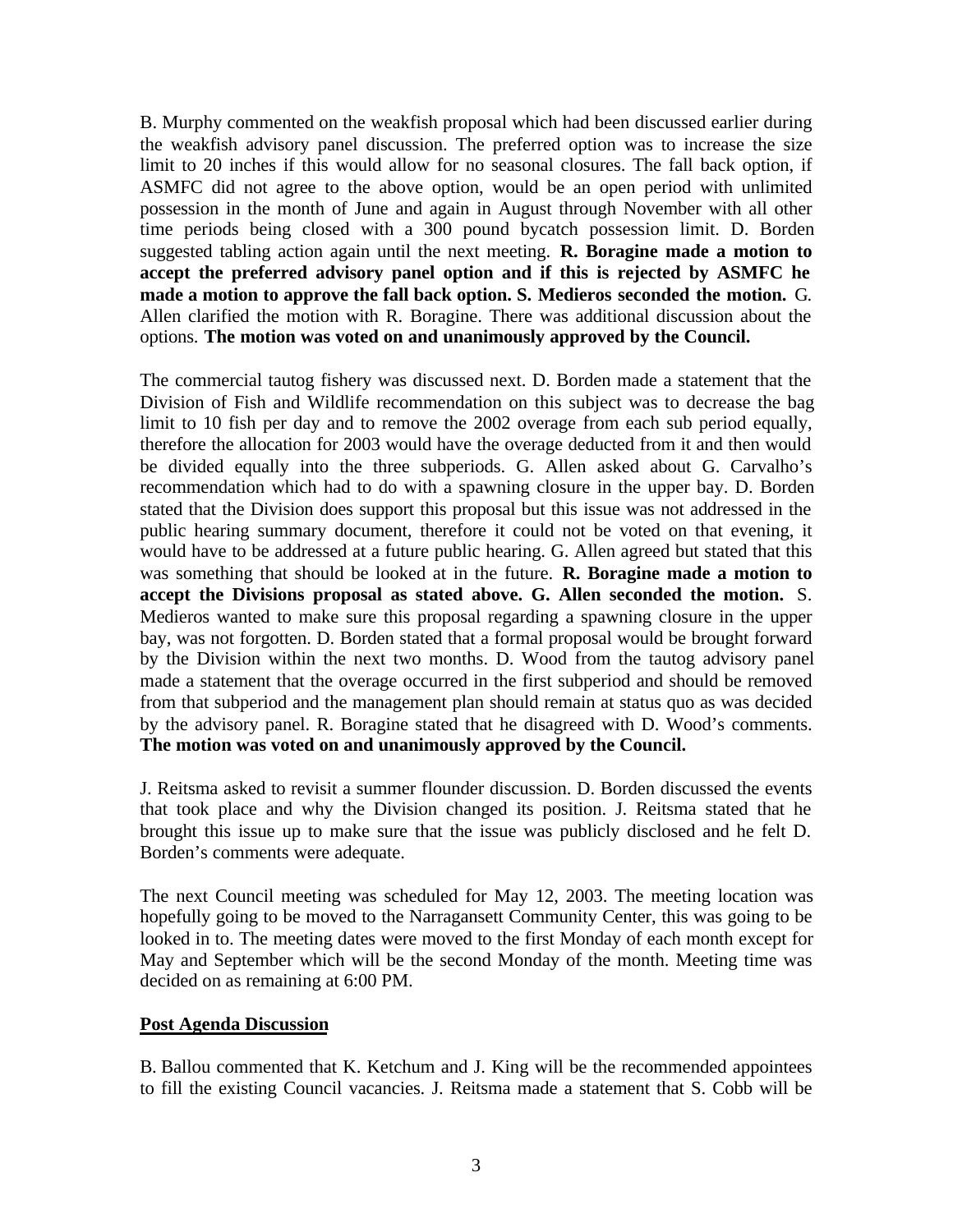B. Murphy commented on the weakfish proposal which had been discussed earlier during the weakfish advisory panel discussion. The preferred option was to increase the size limit to 20 inches if this would allow for no seasonal closures. The fall back option, if ASMFC did not agree to the above option, would be an open period with unlimited possession in the month of June and again in August through November with all other time periods being closed with a 300 pound bycatch possession limit. D. Borden suggested tabling action again until the next meeting. **R. Boragine made a motion to accept the preferred advisory panel option and if this is rejected by ASMFC he made a motion to approve the fall back option. S. Medieros seconded the motion.** G. Allen clarified the motion with R. Boragine. There was additional discussion about the options. **The motion was voted on and unanimously approved by the Council.**

The commercial tautog fishery was discussed next. D. Borden made a statement that the Division of Fish and Wildlife recommendation on this subject was to decrease the bag limit to 10 fish per day and to remove the 2002 overage from each sub period equally, therefore the allocation for 2003 would have the overage deducted from it and then would be divided equally into the three subperiods. G. Allen asked about G. Carvalho's recommendation which had to do with a spawning closure in the upper bay. D. Borden stated that the Division does support this proposal but this issue was not addressed in the public hearing summary document, therefore it could not be voted on that evening, it would have to be addressed at a future public hearing. G. Allen agreed but stated that this was something that should be looked at in the future. **R. Boragine made a motion to accept the Divisions proposal as stated above. G. Allen seconded the motion.** S. Medieros wanted to make sure this proposal regarding a spawning closure in the upper bay, was not forgotten. D. Borden stated that a formal proposal would be brought forward by the Division within the next two months. D. Wood from the tautog advisory panel made a statement that the overage occurred in the first subperiod and should be removed from that subperiod and the management plan should remain at status quo as was decided by the advisory panel. R. Boragine stated that he disagreed with D. Wood's comments. **The motion was voted on and unanimously approved by the Council.**

J. Reitsma asked to revisit a summer flounder discussion. D. Borden discussed the events that took place and why the Division changed its position. J. Reitsma stated that he brought this issue up to make sure that the issue was publicly disclosed and he felt D. Borden's comments were adequate.

The next Council meeting was scheduled for May 12, 2003. The meeting location was hopefully going to be moved to the Narragansett Community Center, this was going to be looked in to. The meeting dates were moved to the first Monday of each month except for May and September which will be the second Monday of the month. Meeting time was decided on as remaining at 6:00 PM.

## Post Agenda Discussion

B. Ballou commented that K. Ketchum and J. King will be the recommended appointees to fill the existing Council vacancies. J. Reitsma made a statement that S. Cobb will be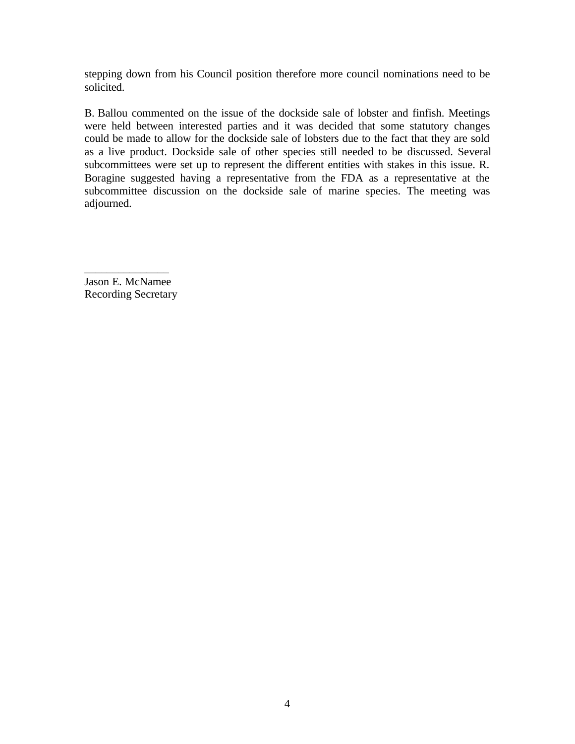stepping down from his Council position therefore more council nominations need to be solicited.

B. Ballou commented on the issue of the dockside sale of lobster and finfish. Meetings were held between interested parties and it was decided that some statutory changes could be made to allow for the dockside sale of lobsters due to the fact that they are sold as a live product. Dockside sale of other species still needed to be discussed. Several subcommittees were set up to represent the different entities with stakes in this issue. R. Boragine suggested having a representative from the FDA as a representative at the subcommittee discussion on the dockside sale of marine species. The meeting was adjourned.

_______________
Jason E. McNamee
Recording Secretary